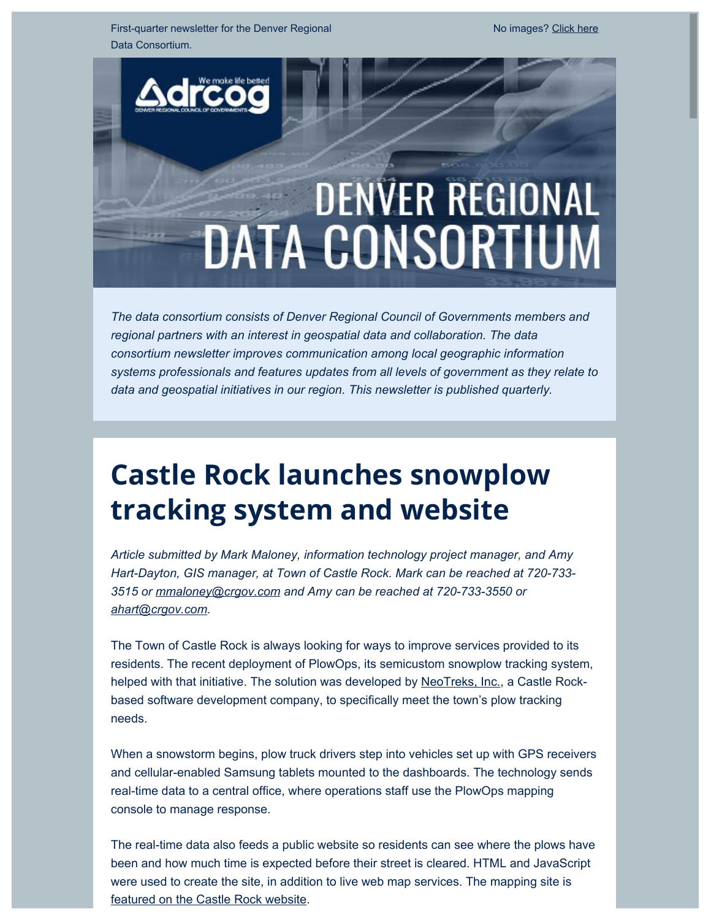First-quarter newsletter for the Denver Regional Data Consortium.

No images? Click here

*The data consortium consists of Denver Regional Council of Governments members and regional partners with an interest in geospatial data and collaboration. The data consortium newsletter improves communication among local geographic information systems professionals and features updates from all levels of government as they relate to data and geospatial initiatives in our region. This newsletter is published quarterly.*

# Castle Rock launches snowplow tracking system and website

*Article submitted by Mark Maloney, information technology project manager, and Amy Hart-Dayton, GIS manager, at Town of Castle Rock. Mark can be reached at 720-733-3515 or mmaloney@crgov.com and Amy can be reached at 720-733-3550 or ahart@crgov.com.*

The Town of Castle Rock is always looking for ways to improve services provided to its residents. The recent deployment of PlowOps, its semicustom snowplow tracking system, helped with that initiative. The solution was developed by NeoTreks, Inc., a Castle Rock-based software development company, to specifically meet the town's plow tracking needs.

When a snowstorm begins, plow truck drivers step into vehicles set up with GPS receivers and cellular-enabled Samsung tablets mounted to the dashboards. The technology sends real-time data to a central office, where operations staff use the PlowOps mapping console to manage response.

The real-time data also feeds a public website so residents can see where the plows have been and how much time is expected before their street is cleared. HTML and JavaScript were used to create the site, in addition to live web map services. The mapping site is featured on the Castle Rock website.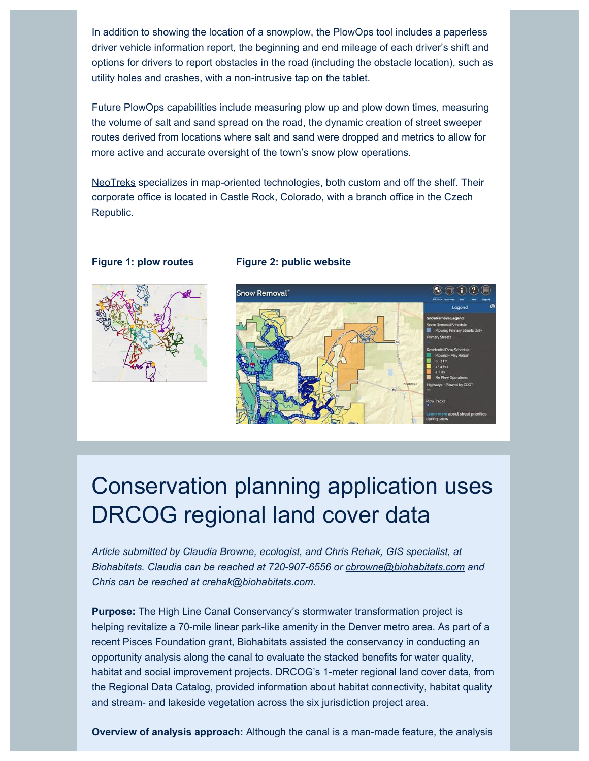In addition to showing the location of a snowplow, the PlowOps tool includes a paperless driver vehicle information report, the beginning and end mileage of each driver's shift and options for drivers to report obstacles in the road (including the obstacle location), such as utility holes and crashes, with a non-intrusive tap on the tablet.

Future PlowOps capabilities include measuring plow up and plow down times, measuring the volume of salt and sand spread on the road, the dynamic creation of street sweeper routes derived from locations where salt and sand were dropped and metrics to allow for more active and accurate oversight of the town's snow plow operations.

NeoTreks specializes in map-oriented technologies, both custom and off the shelf. Their corporate office is located in Castle Rock, Colorado, with a branch office in the Czech Republic.

**Figure 1: plow routes**

**Figure 2: public website**

# Conservation planning application uses DRCOG regional land cover data

*Article submitted by Claudia Browne, ecologist, and Chris Rehak, GIS specialist, at Biohabitats. Claudia can be reached at 720-907-6556 or cbrowne@biohabitats.com and Chris can be reached at crehak@biohabitats.com.*

**Purpose:** The High Line Canal Conservancy's stormwater transformation project is helping revitalize a 70-mile linear park-like amenity in the Denver metro area. As part of a recent Pisces Foundation grant, Biohabitats assisted the conservancy in conducting an opportunity analysis along the canal to evaluate the stacked benefits for water quality, habitat and social improvement projects. DRCOG's 1-meter regional land cover data, from the Regional Data Catalog, provided information about habitat connectivity, habitat quality and stream- and lakeside vegetation across the six jurisdiction project area.

**Overview of analysis approach:** Although the canal is a man-made feature, the analysis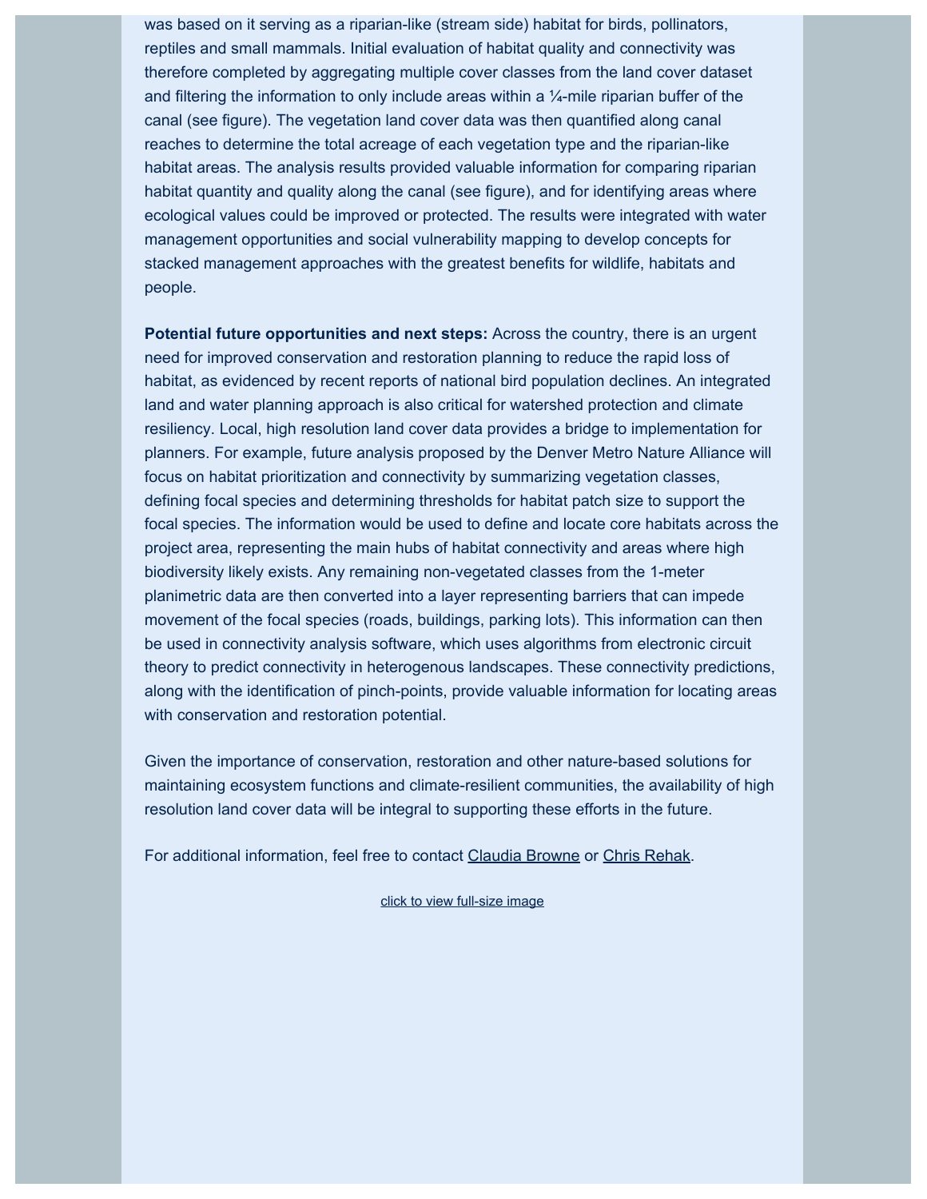was based on it serving as a riparian-like (stream side) habitat for birds, pollinators, reptiles and small mammals. Initial evaluation of habitat quality and connectivity was therefore completed by aggregating multiple cover classes from the land cover dataset and filtering the information to only include areas within a ¼-mile riparian buffer of the canal (see figure). The vegetation land cover data was then quantified along canal reaches to determine the total acreage of each vegetation type and the riparian-like habitat areas. The analysis results provided valuable information for comparing riparian habitat quantity and quality along the canal (see figure), and for identifying areas where ecological values could be improved or protected. The results were integrated with water management opportunities and social vulnerability mapping to develop concepts for stacked management approaches with the greatest benefits for wildlife, habitats and people.

**Potential future opportunities and next steps:** Across the country, there is an urgent need for improved conservation and restoration planning to reduce the rapid loss of habitat, as evidenced by recent reports of national bird population declines. An integrated land and water planning approach is also critical for watershed protection and climate resiliency. Local, high resolution land cover data provides a bridge to implementation for planners. For example, future analysis proposed by the Denver Metro Nature Alliance will focus on habitat prioritization and connectivity by summarizing vegetation classes, defining focal species and determining thresholds for habitat patch size to support the focal species. The information would be used to define and locate core habitats across the project area, representing the main hubs of habitat connectivity and areas where high biodiversity likely exists. Any remaining non-vegetated classes from the 1-meter planimetric data are then converted into a layer representing barriers that can impede movement of the focal species (roads, buildings, parking lots). This information can then be used in connectivity analysis software, which uses algorithms from electronic circuit theory to predict connectivity in heterogenous landscapes. These connectivity predictions, along with the identification of pinch-points, provide valuable information for locating areas with conservation and restoration potential.

Given the importance of conservation, restoration and other nature-based solutions for maintaining ecosystem functions and climate-resilient communities, the availability of high resolution land cover data will be integral to supporting these efforts in the future.

For additional information, feel free to contact Claudia Browne or Chris Rehak.

click to view full-size image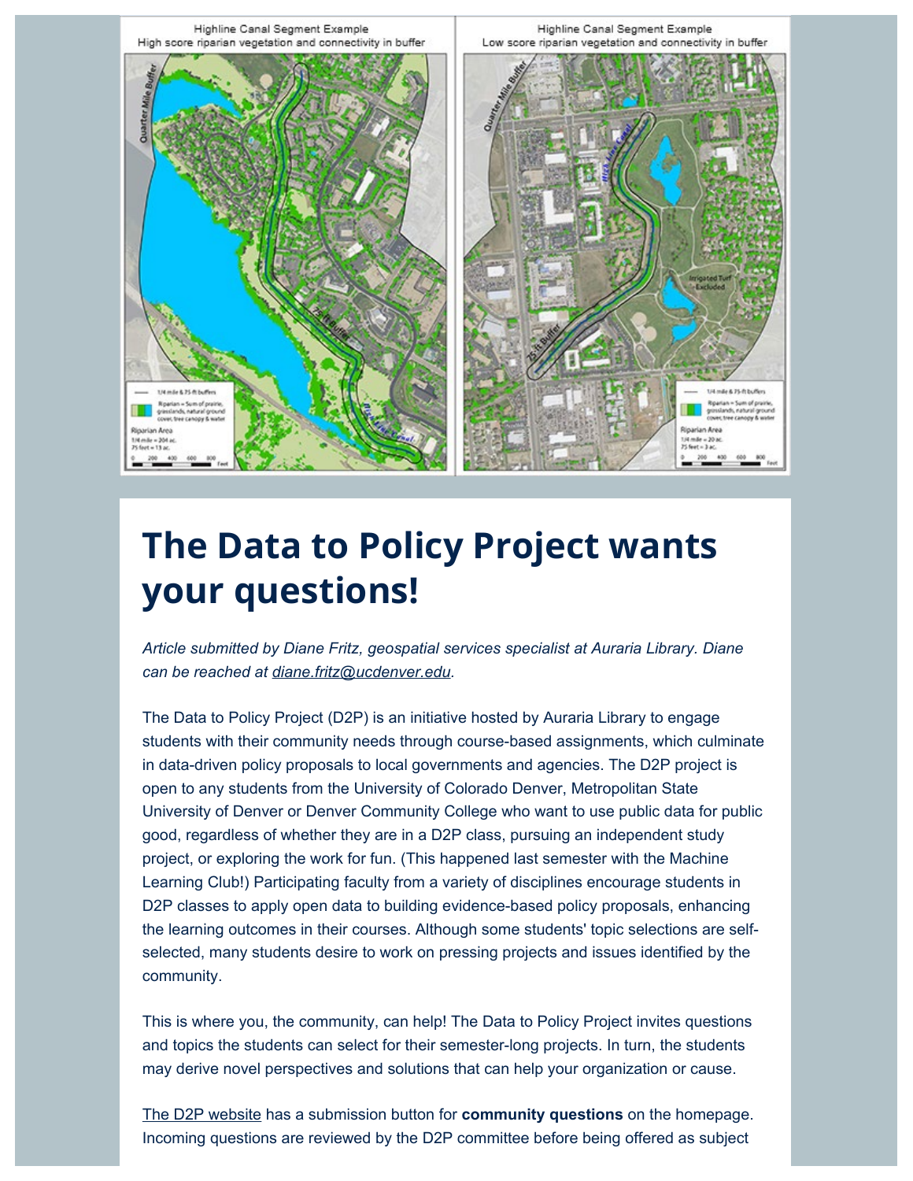Highline Canal Segment Example
High score riparian vegetation and connectivity in buffer

Highline Canal Segment Example
Low score riparian vegetation and connectivity in buffer

# The Data to Policy Project wants your questions!

*Article submitted by Diane Fritz, geospatial services specialist at Auraria Library. Diane can be reached at diane.fritz@ucdenver.edu.*

The Data to Policy Project (D2P) is an initiative hosted by Auraria Library to engage students with their community needs through course-based assignments, which culminate in data-driven policy proposals to local governments and agencies. The D2P project is open to any students from the University of Colorado Denver, Metropolitan State University of Denver or Denver Community College who want to use public data for public good, regardless of whether they are in a D2P class, pursuing an independent study project, or exploring the work for fun. (This happened last semester with the Machine Learning Club!) Participating faculty from a variety of disciplines encourage students in D2P classes to apply open data to building evidence-based policy proposals, enhancing the learning outcomes in their courses. Although some students' topic selections are self-selected, many students desire to work on pressing projects and issues identified by the community.

This is where you, the community, can help! The Data to Policy Project invites questions and topics the students can select for their semester-long projects. In turn, the students may derive novel perspectives and solutions that can help your organization or cause.

The D2P website has a submission button for **community questions** on the homepage. Incoming questions are reviewed by the D2P committee before being offered as subject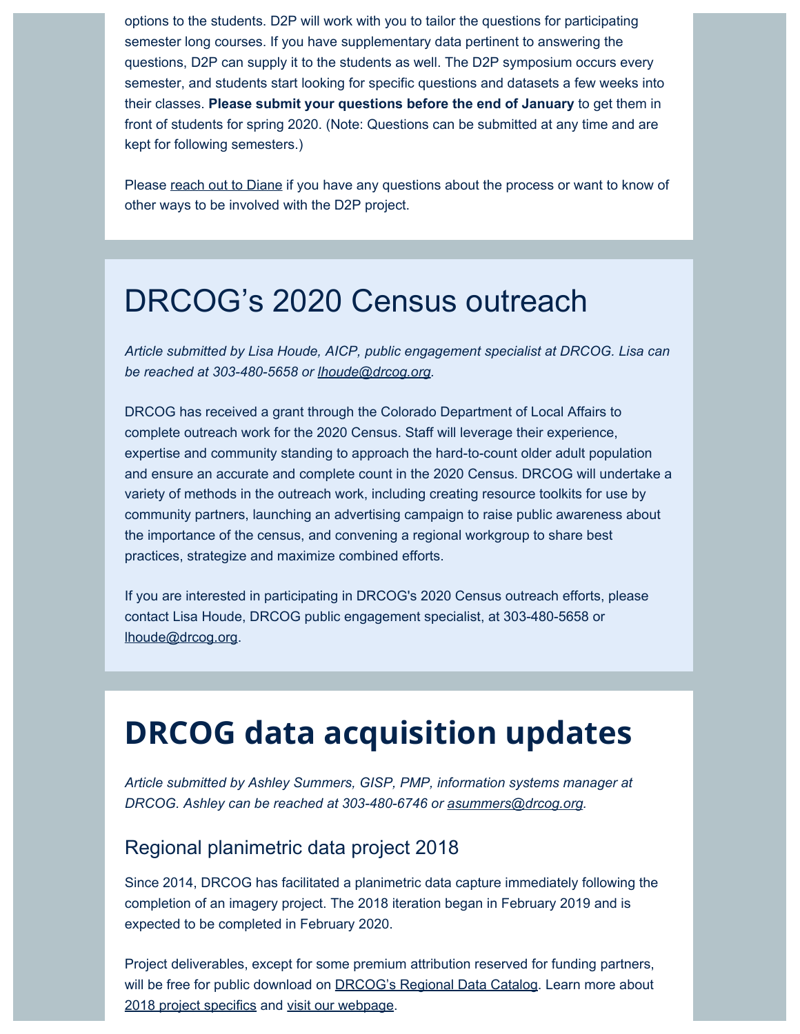options to the students. D2P will work with you to tailor the questions for participating semester long courses. If you have supplementary data pertinent to answering the questions, D2P can supply it to the students as well. The D2P symposium occurs every semester, and students start looking for specific questions and datasets a few weeks into their classes. **Please submit your questions before the end of January** to get them in front of students for spring 2020. (Note: Questions can be submitted at any time and are kept for following semesters.)

Please reach out to Diane if you have any questions about the process or want to know of other ways to be involved with the D2P project.

# DRCOG's 2020 Census outreach

*Article submitted by Lisa Houde, AICP, public engagement specialist at DRCOG. Lisa can be reached at 303-480-5658 or lhoude@drcog.org.*

DRCOG has received a grant through the Colorado Department of Local Affairs to complete outreach work for the 2020 Census. Staff will leverage their experience, expertise and community standing to approach the hard-to-count older adult population and ensure an accurate and complete count in the 2020 Census. DRCOG will undertake a variety of methods in the outreach work, including creating resource toolkits for use by community partners, launching an advertising campaign to raise public awareness about the importance of the census, and convening a regional workgroup to share best practices, strategize and maximize combined efforts.

If you are interested in participating in DRCOG's 2020 Census outreach efforts, please contact Lisa Houde, DRCOG public engagement specialist, at 303-480-5658 or lhoude@drcog.org.

# DRCOG data acquisition updates

*Article submitted by Ashley Summers, GISP, PMP, information systems manager at DRCOG. Ashley can be reached at 303-480-6746 or asummers@drcog.org.*

## Regional planimetric data project 2018

Since 2014, DRCOG has facilitated a planimetric data capture immediately following the completion of an imagery project. The 2018 iteration began in February 2019 and is expected to be completed in February 2020.

Project deliverables, except for some premium attribution reserved for funding partners, will be free for public download on DRCOG's Regional Data Catalog. Learn more about 2018 project specifics and visit our webpage.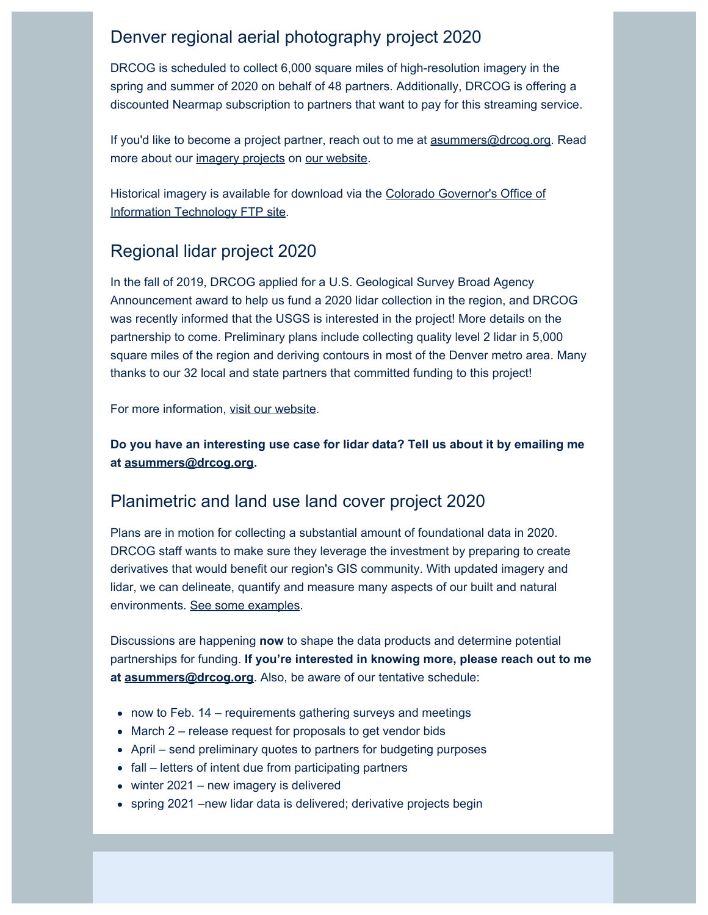## Denver regional aerial photography project 2020

DRCOG is scheduled to collect 6,000 square miles of high-resolution imagery in the spring and summer of 2020 on behalf of 48 partners. Additionally, DRCOG is offering a discounted Nearmap subscription to partners that want to pay for this streaming service.

If you'd like to become a project partner, reach out to me at asummers@drcog.org. Read more about our imagery projects on our website.

Historical imagery is available for download via the Colorado Governor's Office of Information Technology FTP site.

## Regional lidar project 2020

In the fall of 2019, DRCOG applied for a U.S. Geological Survey Broad Agency Announcement award to help us fund a 2020 lidar collection in the region, and DRCOG was recently informed that the USGS is interested in the project! More details on the partnership to come. Preliminary plans include collecting quality level 2 lidar in 5,000 square miles of the region and deriving contours in most of the Denver metro area. Many thanks to our 32 local and state partners that committed funding to this project!

For more information, visit our website.

**Do you have an interesting use case for lidar data? Tell us about it by emailing me at asummers@drcog.org.**

## Planimetric and land use land cover project 2020

Plans are in motion for collecting a substantial amount of foundational data in 2020. DRCOG staff wants to make sure they leverage the investment by preparing to create derivatives that would benefit our region's GIS community. With updated imagery and lidar, we can delineate, quantify and measure many aspects of our built and natural environments. See some examples.

Discussions are happening **now** to shape the data products and determine potential partnerships for funding. **If you're interested in knowing more, please reach out to me at asummers@drcog.org**. Also, be aware of our tentative schedule:

- now to Feb. 14 – requirements gathering surveys and meetings
- March 2 – release request for proposals to get vendor bids
- April – send preliminary quotes to partners for budgeting purposes
- fall – letters of intent due from participating partners
- winter 2021 – new imagery is delivered
- spring 2021 –new lidar data is delivered; derivative projects begin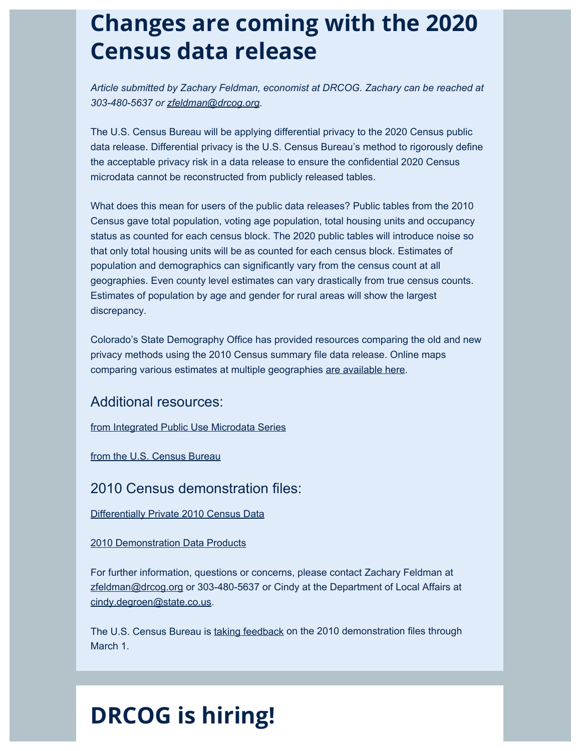# Changes are coming with the 2020 Census data release

*Article submitted by Zachary Feldman, economist at DRCOG. Zachary can be reached at 303-480-5637 or zfeldman@drcog.org.*

The U.S. Census Bureau will be applying differential privacy to the 2020 Census public data release. Differential privacy is the U.S. Census Bureau's method to rigorously define the acceptable privacy risk in a data release to ensure the confidential 2020 Census microdata cannot be reconstructed from publicly released tables.

What does this mean for users of the public data releases? Public tables from the 2010 Census gave total population, voting age population, total housing units and occupancy status as counted for each census block. The 2020 public tables will introduce noise so that only total housing units will be as counted for each census block. Estimates of population and demographics can significantly vary from the census count at all geographies. Even county level estimates can vary drastically from true census counts. Estimates of population by age and gender for rural areas will show the largest discrepancy.

Colorado's State Demography Office has provided resources comparing the old and new privacy methods using the 2010 Census summary file data release. Online maps comparing various estimates at multiple geographies are available here.

## Additional resources:

from Integrated Public Use Microdata Series

from the U.S. Census Bureau

## 2010 Census demonstration files:

Differentially Private 2010 Census Data

2010 Demonstration Data Products

For further information, questions or concerns, please contact Zachary Feldman at zfeldman@drcog.org or 303-480-5637 or Cindy at the Department of Local Affairs at cindy.degroen@state.co.us.

The U.S. Census Bureau is taking feedback on the 2010 demonstration files through March 1.

# DRCOG is hiring!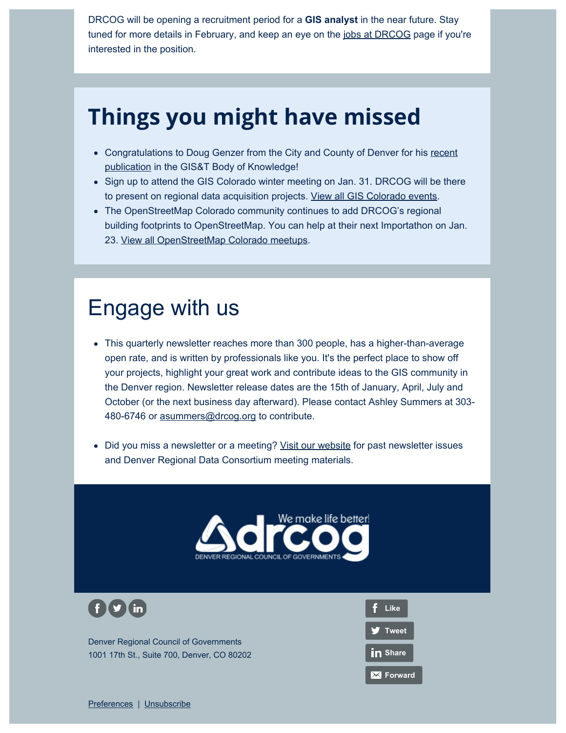DRCOG will be opening a recruitment period for a **GIS analyst** in the near future. Stay tuned for more details in February, and keep an eye on the jobs at DRCOG page if you're interested in the position.

# Things you might have missed

- Congratulations to Doug Genzer from the City and County of Denver for his recent publication in the GIS&T Body of Knowledge!
- Sign up to attend the GIS Colorado winter meeting on Jan. 31. DRCOG will be there to present on regional data acquisition projects. View all GIS Colorado events.
- The OpenStreetMap Colorado community continues to add DRCOG's regional building footprints to OpenStreetMap. You can help at their next Importathon on Jan. 23. View all OpenStreetMap Colorado meetups.

# Engage with us

- This quarterly newsletter reaches more than 300 people, has a higher-than-average open rate, and is written by professionals like you. It's the perfect place to show off your projects, highlight your great work and contribute ideas to the GIS community in the Denver region. Newsletter release dates are the 15th of January, April, July and October (or the next business day afterward). Please contact Ashley Summers at 303-480-6746 or asummers@drcog.org to contribute.

- Did you miss a newsletter or a meeting? Visit our website for past newsletter issues and Denver Regional Data Consortium meeting materials.

We make life better!
drcog
DENVER REGIONAL COUNCIL OF GOVERNMENTS

Denver Regional Council of Governments
1001 17th St., Suite 700, Denver, CO 80202

Like | Tweet | Share | Forward

Preferences | Unsubscribe